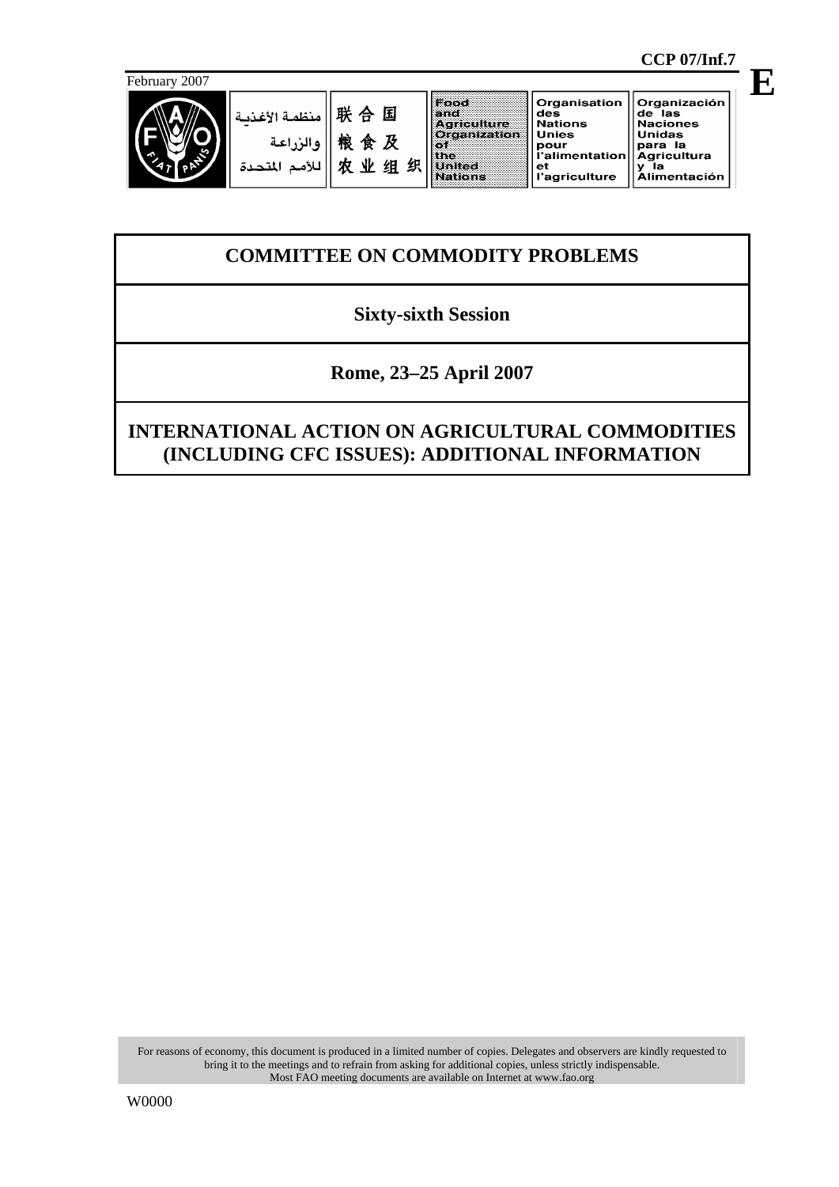CCP 07/Inf.7

E

February 2007

منظمة الأغذية والزراعة للأمم المتحدة | 联合国粮食及农业组织 | Food and Agriculture Organization of the United Nations | Organisation des Nations Unies pour l'alimentation et l'agriculture | Organización de las Naciones Unidas para la Agricultura y la Alimentación

# COMMITTEE ON COMMODITY PROBLEMS

## Sixty-sixth Session

## Rome, 23–25 April 2007

## INTERNATIONAL ACTION ON AGRICULTURAL COMMODITIES (INCLUDING CFC ISSUES): ADDITIONAL INFORMATION

For reasons of economy, this document is produced in a limited number of copies. Delegates and observers are kindly requested to bring it to the meetings and to refrain from asking for additional copies, unless strictly indispensable.
Most FAO meeting documents are available on Internet at www.fao.org

W0000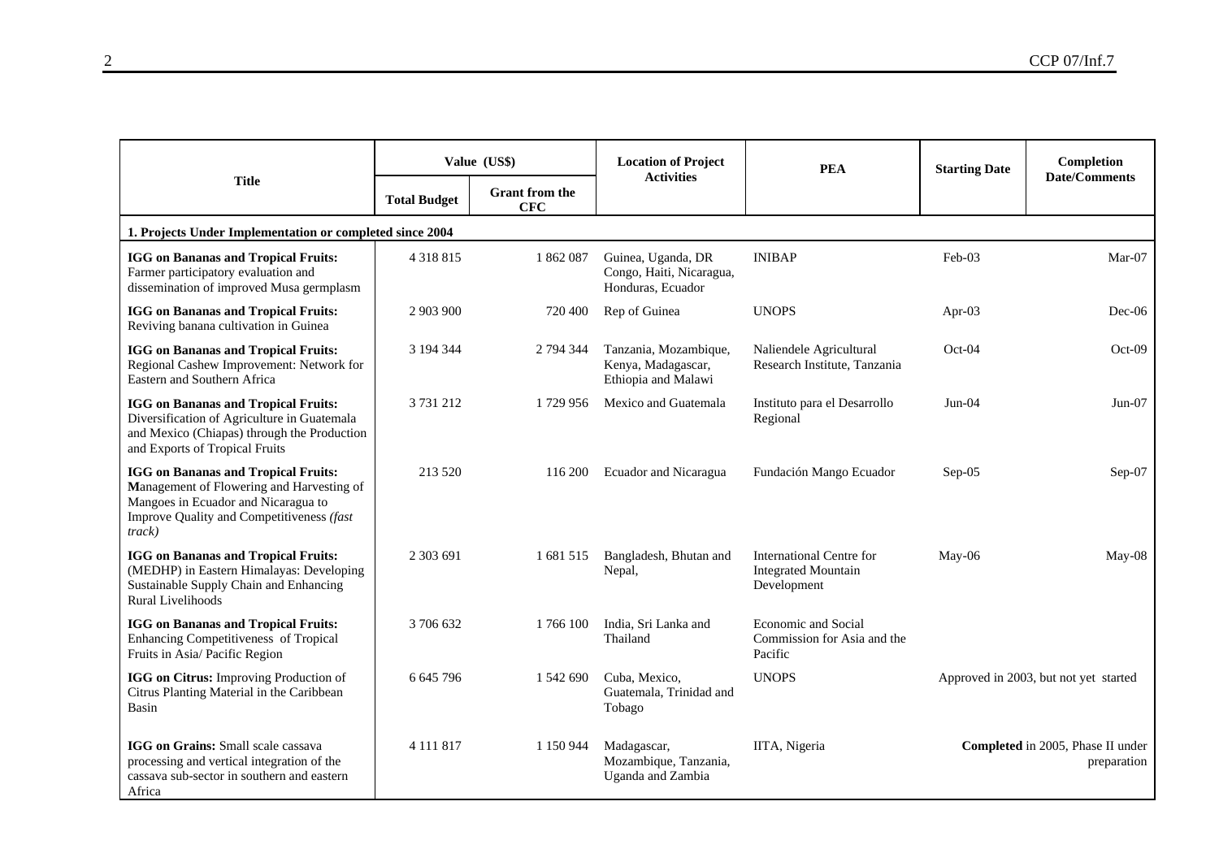| Title | Value (US$) | | Location of Project Activities | PEA | Starting Date | Completion Date/Comments |
|---|---|---|---|---|---|---|
| | Total Budget | Grant from the CFC | | | | |
| **1. Projects Under Implementation or completed since 2004** | | | | | | |
| **IGG on Bananas and Tropical Fruits:** Farmer participatory evaluation and dissemination of improved Musa germplasm | 4 318 815 | 1 862 087 | Guinea, Uganda, DR Congo, Haiti, Nicaragua, Honduras, Ecuador | INIBAP | Feb-03 | Mar-07 |
| **IGG on Bananas and Tropical Fruits:** Reviving banana cultivation in Guinea | 2 903 900 | 720 400 | Rep of Guinea | UNOPS | Apr-03 | Dec-06 |
| **IGG on Bananas and Tropical Fruits:** Regional Cashew Improvement: Network for Eastern and Southern Africa | 3 194 344 | 2 794 344 | Tanzania, Mozambique, Kenya, Madagascar, Ethiopia and Malawi | Naliendele Agricultural Research Institute, Tanzania | Oct-04 | Oct-09 |
| **IGG on Bananas and Tropical Fruits:** Diversification of Agriculture in Guatemala and Mexico (Chiapas) through the Production and Exports of Tropical Fruits | 3 731 212 | 1 729 956 | Mexico and Guatemala | Instituto para el Desarrollo Regional | Jun-04 | Jun-07 |
| **IGG on Bananas and Tropical Fruits: M**anagement of Flowering and Harvesting of Mangoes in Ecuador and Nicaragua to Improve Quality and Competitiveness *(fast track)* | 213 520 | 116 200 | Ecuador and Nicaragua | Fundación Mango Ecuador | Sep-05 | Sep-07 |
| **IGG on Bananas and Tropical Fruits:** (MEDHP) in Eastern Himalayas: Developing Sustainable Supply Chain and Enhancing Rural Livelihoods | 2 303 691 | 1 681 515 | Bangladesh, Bhutan and Nepal, | International Centre for Integrated Mountain Development | May-06 | May-08 |
| **IGG on Bananas and Tropical Fruits:** Enhancing Competitiveness of Tropical Fruits in Asia/ Pacific Region | 3 706 632 | 1 766 100 | India, Sri Lanka and Thailand | Economic and Social Commission for Asia and the Pacific | | |
| **IGG on Citrus:** Improving Production of Citrus Planting Material in the Caribbean Basin | 6 645 796 | 1 542 690 | Cuba, Mexico, Guatemala, Trinidad and Tobago | UNOPS | Approved in 2003, but not yet started | |
| **IGG on Grains:** Small scale cassava processing and vertical integration of the cassava sub-sector in southern and eastern Africa | 4 111 817 | 1 150 944 | Madagascar, Mozambique, Tanzania, Uganda and Zambia | IITA, Nigeria | | **Completed** in 2005, Phase II under preparation |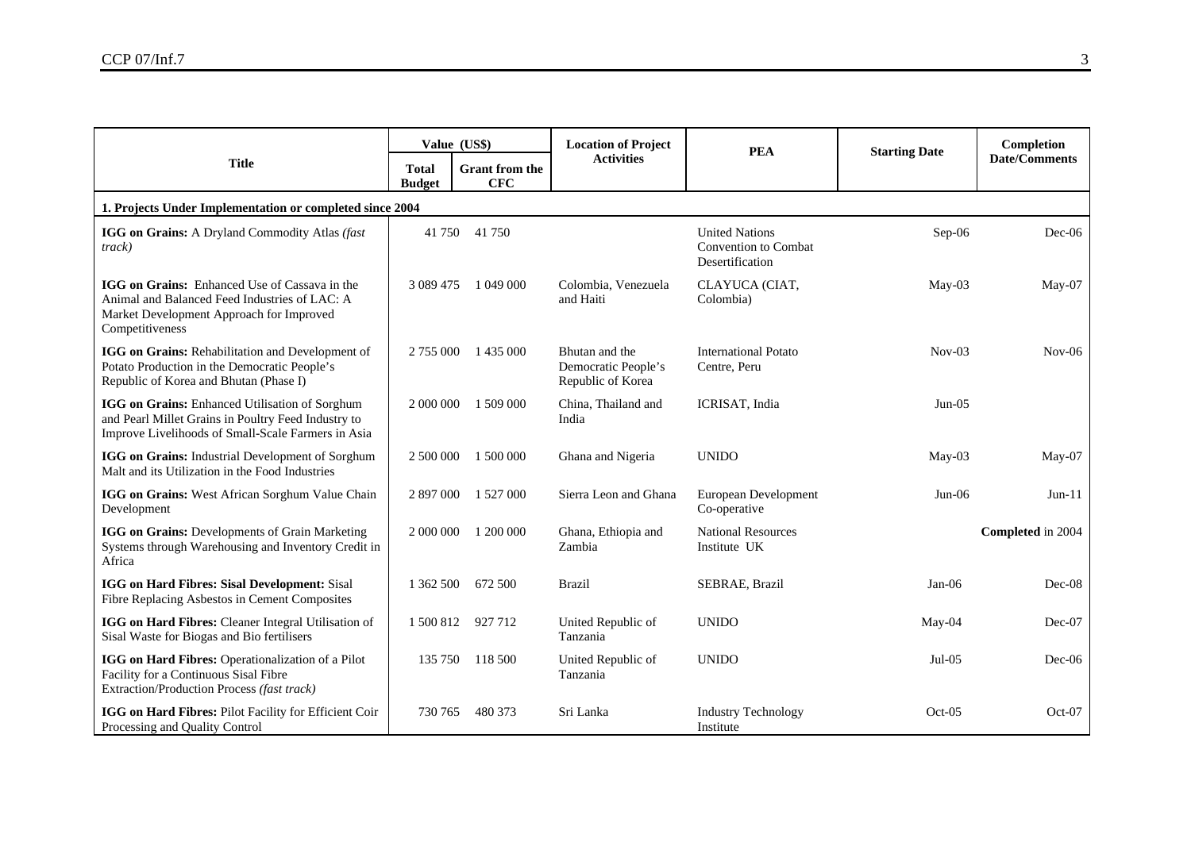| Title | Value (US$) | | Location of Project Activities | PEA | Starting Date | Completion Date/Comments |
|---|---|---|---|---|---|---|
| | Total Budget | Grant from the CFC | | | | |
| **1. Projects Under Implementation or completed since 2004** | | | | | | |
| **IGG on Grains:** A Dryland Commodity Atlas *(fast track)* | 41 750 | 41 750 | | United Nations Convention to Combat Desertification | Sep-06 | Dec-06 |
| **IGG on Grains:** Enhanced Use of Cassava in the Animal and Balanced Feed Industries of LAC: A Market Development Approach for Improved Competitiveness | 3 089 475 | 1 049 000 | Colombia, Venezuela and Haiti | CLAYUCA (CIAT, Colombia) | May-03 | May-07 |
| **IGG on Grains:** Rehabilitation and Development of Potato Production in the Democratic People's Republic of Korea and Bhutan (Phase I) | 2 755 000 | 1 435 000 | Bhutan and the Democratic People's Republic of Korea | International Potato Centre, Peru | Nov-03 | Nov-06 |
| **IGG on Grains:** Enhanced Utilisation of Sorghum and Pearl Millet Grains in Poultry Feed Industry to Improve Livelihoods of Small-Scale Farmers in Asia | 2 000 000 | 1 509 000 | China, Thailand and India | ICRISAT, India | Jun-05 | |
| **IGG on Grains:** Industrial Development of Sorghum Malt and its Utilization in the Food Industries | 2 500 000 | 1 500 000 | Ghana and Nigeria | UNIDO | May-03 | May-07 |
| **IGG on Grains:** West African Sorghum Value Chain Development | 2 897 000 | 1 527 000 | Sierra Leon and Ghana | European Development Co-operative | Jun-06 | Jun-11 |
| **IGG on Grains:** Developments of Grain Marketing Systems through Warehousing and Inventory Credit in Africa | 2 000 000 | 1 200 000 | Ghana, Ethiopia and Zambia | National Resources Institute UK | | **Completed** in 2004 |
| **IGG on Hard Fibres: Sisal Development:** Sisal Fibre Replacing Asbestos in Cement Composites | 1 362 500 | 672 500 | Brazil | SEBRAE, Brazil | Jan-06 | Dec-08 |
| **IGG on Hard Fibres:** Cleaner Integral Utilisation of Sisal Waste for Biogas and Bio fertilisers | 1 500 812 | 927 712 | United Republic of Tanzania | UNIDO | May-04 | Dec-07 |
| **IGG on Hard Fibres:** Operationalization of a Pilot Facility for a Continuous Sisal Fibre Extraction/Production Process *(fast track)* | 135 750 | 118 500 | United Republic of Tanzania | UNIDO | Jul-05 | Dec-06 |
| **IGG on Hard Fibres:** Pilot Facility for Efficient Coir Processing and Quality Control | 730 765 | 480 373 | Sri Lanka | Industry Technology Institute | Oct-05 | Oct-07 |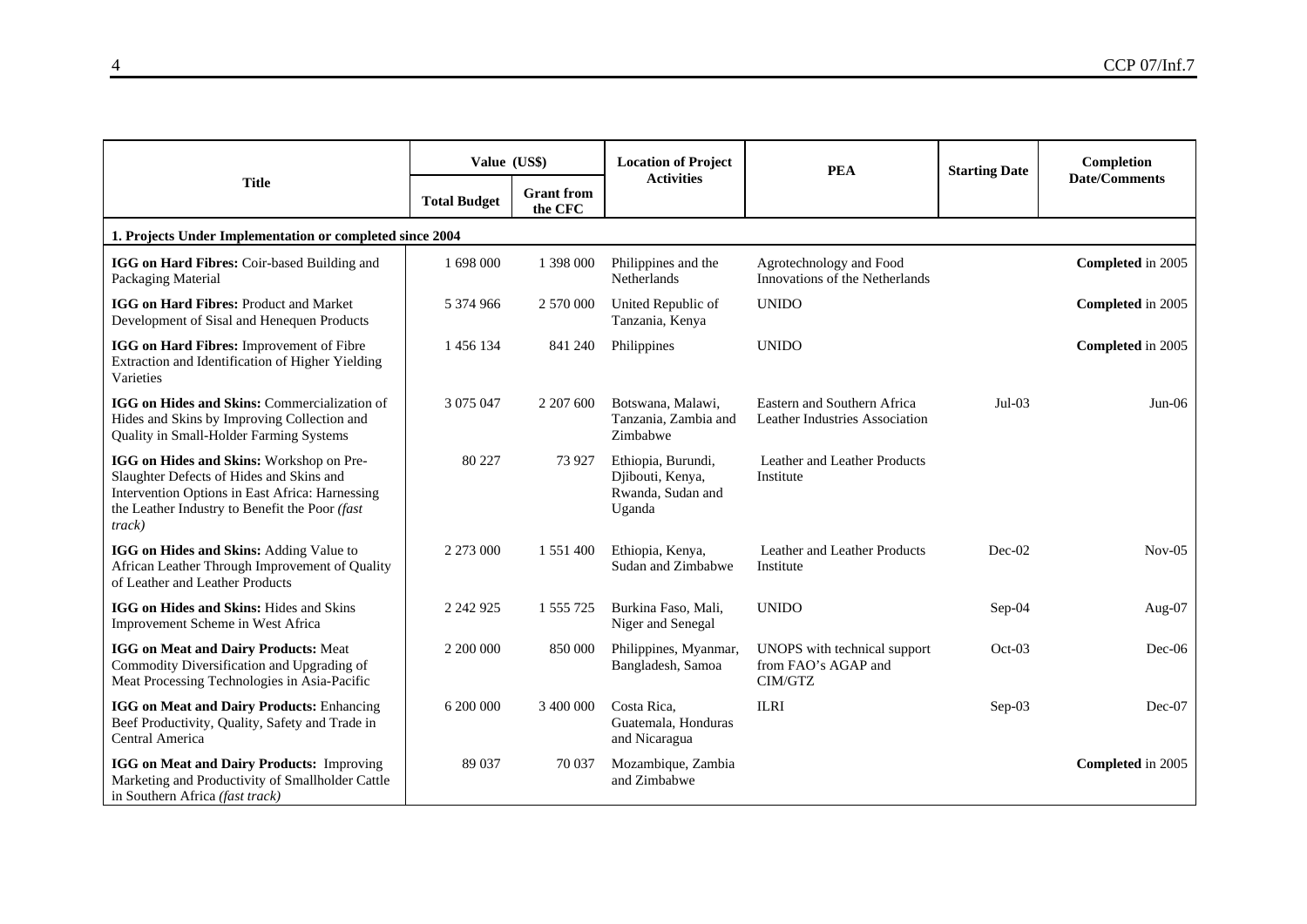| Title | Value (US$) | | Location of Project Activities | PEA | Starting Date | Completion Date/Comments |
|---|---|---|---|---|---|---|
| | Total Budget | Grant from the CFC | | | | |
| **1. Projects Under Implementation or completed since 2004** | | | | | | |
| **IGG on Hard Fibres:** Coir-based Building and Packaging Material | 1 698 000 | 1 398 000 | Philippines and the Netherlands | Agrotechnology and Food Innovations of the Netherlands | | **Completed** in 2005 |
| **IGG on Hard Fibres:** Product and Market Development of Sisal and Henequen Products | 5 374 966 | 2 570 000 | United Republic of Tanzania, Kenya | UNIDO | | **Completed** in 2005 |
| **IGG on Hard Fibres:** Improvement of Fibre Extraction and Identification of Higher Yielding Varieties | 1 456 134 | 841 240 | Philippines | UNIDO | | **Completed** in 2005 |
| **IGG on Hides and Skins:** Commercialization of Hides and Skins by Improving Collection and Quality in Small-Holder Farming Systems | 3 075 047 | 2 207 600 | Botswana, Malawi, Tanzania, Zambia and Zimbabwe | Eastern and Southern Africa Leather Industries Association | Jul-03 | Jun-06 |
| **IGG on Hides and Skins:** Workshop on Pre-Slaughter Defects of Hides and Skins and Intervention Options in East Africa: Harnessing the Leather Industry to Benefit the Poor *(fast track)* | 80 227 | 73 927 | Ethiopia, Burundi, Djibouti, Kenya, Rwanda, Sudan and Uganda | Leather and Leather Products Institute | | |
| **IGG on Hides and Skins:** Adding Value to African Leather Through Improvement of Quality of Leather and Leather Products | 2 273 000 | 1 551 400 | Ethiopia, Kenya, Sudan and Zimbabwe | Leather and Leather Products Institute | Dec-02 | Nov-05 |
| **IGG on Hides and Skins:** Hides and Skins Improvement Scheme in West Africa | 2 242 925 | 1 555 725 | Burkina Faso, Mali, Niger and Senegal | UNIDO | Sep-04 | Aug-07 |
| **IGG on Meat and Dairy Products:** Meat Commodity Diversification and Upgrading of Meat Processing Technologies in Asia-Pacific | 2 200 000 | 850 000 | Philippines, Myanmar, Bangladesh, Samoa | UNOPS with technical support from FAO's AGAP and CIM/GTZ | Oct-03 | Dec-06 |
| **IGG on Meat and Dairy Products:** Enhancing Beef Productivity, Quality, Safety and Trade in Central America | 6 200 000 | 3 400 000 | Costa Rica, Guatemala, Honduras and Nicaragua | ILRI | Sep-03 | Dec-07 |
| **IGG on Meat and Dairy Products:** Improving Marketing and Productivity of Smallholder Cattle in Southern Africa *(fast track)* | 89 037 | 70 037 | Mozambique, Zambia and Zimbabwe | | | **Completed** in 2005 |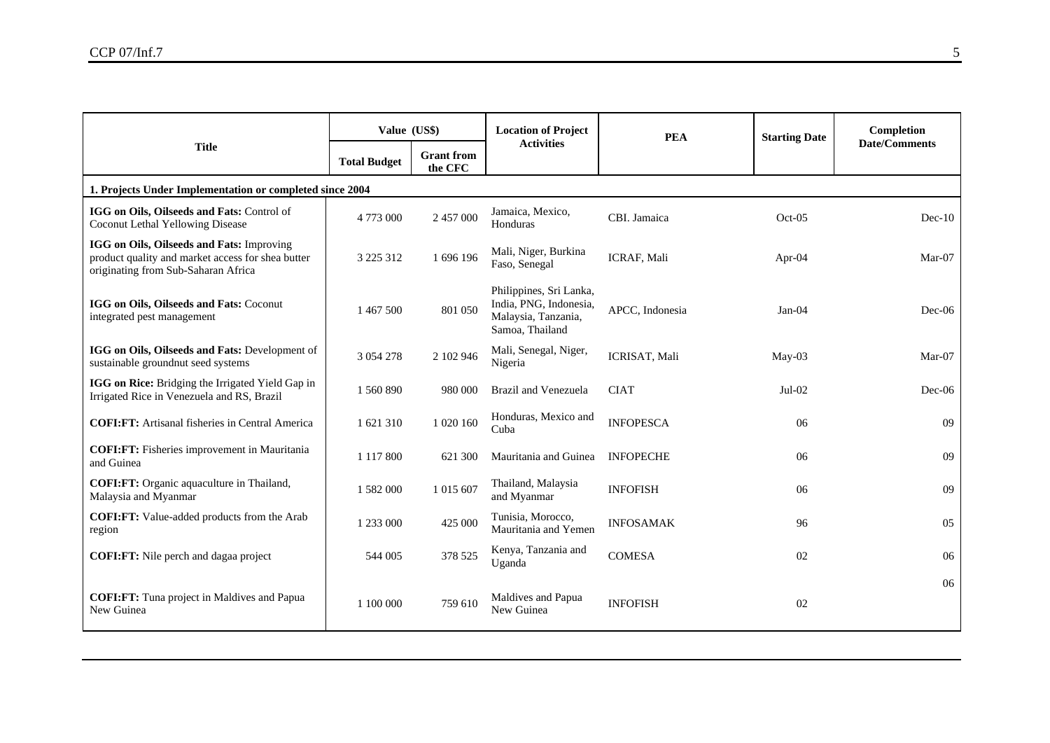| Title | Value (US$) | | Location of Project Activities | PEA | Starting Date | Completion Date/Comments |
|---|---|---|---|---|---|---|
| | Total Budget | Grant from the CFC | | | | |
| **1. Projects Under Implementation or completed since 2004** | | | | | | |
| **IGG on Oils, Oilseeds and Fats:** Control of Coconut Lethal Yellowing Disease | 4 773 000 | 2 457 000 | Jamaica, Mexico, Honduras | CBI. Jamaica | Oct-05 | Dec-10 |
| **IGG on Oils, Oilseeds and Fats:** Improving product quality and market access for shea butter originating from Sub-Saharan Africa | 3 225 312 | 1 696 196 | Mali, Niger, Burkina Faso, Senegal | ICRAF, Mali | Apr-04 | Mar-07 |
| **IGG on Oils, Oilseeds and Fats:** Coconut integrated pest management | 1 467 500 | 801 050 | Philippines, Sri Lanka, India, PNG, Indonesia, Malaysia, Tanzania, Samoa, Thailand | APCC, Indonesia | Jan-04 | Dec-06 |
| **IGG on Oils, Oilseeds and Fats:** Development of sustainable groundnut seed systems | 3 054 278 | 2 102 946 | Mali, Senegal, Niger, Nigeria | ICRISAT, Mali | May-03 | Mar-07 |
| **IGG on Rice:** Bridging the Irrigated Yield Gap in Irrigated Rice in Venezuela and RS, Brazil | 1 560 890 | 980 000 | Brazil and Venezuela | CIAT | Jul-02 | Dec-06 |
| **COFI:FT:** Artisanal fisheries in Central America | 1 621 310 | 1 020 160 | Honduras, Mexico and Cuba | INFOPESCA | 06 | 09 |
| **COFI:FT:** Fisheries improvement in Mauritania and Guinea | 1 117 800 | 621 300 | Mauritania and Guinea | INFOPECHE | 06 | 09 |
| **COFI:FT:** Organic aquaculture in Thailand, Malaysia and Myanmar | 1 582 000 | 1 015 607 | Thailand, Malaysia and Myanmar | INFOFISH | 06 | 09 |
| **COFI:FT:** Value-added products from the Arab region | 1 233 000 | 425 000 | Tunisia, Morocco, Mauritania and Yemen | INFOSAMAK | 96 | 05 |
| **COFI:FT:** Nile perch and dagaa project | 544 005 | 378 525 | Kenya, Tanzania and Uganda | COMESA | 02 | 06 |
| **COFI:FT:** Tuna project in Maldives and Papua New Guinea | 1 100 000 | 759 610 | Maldives and Papua New Guinea | INFOFISH | 02 | 06 |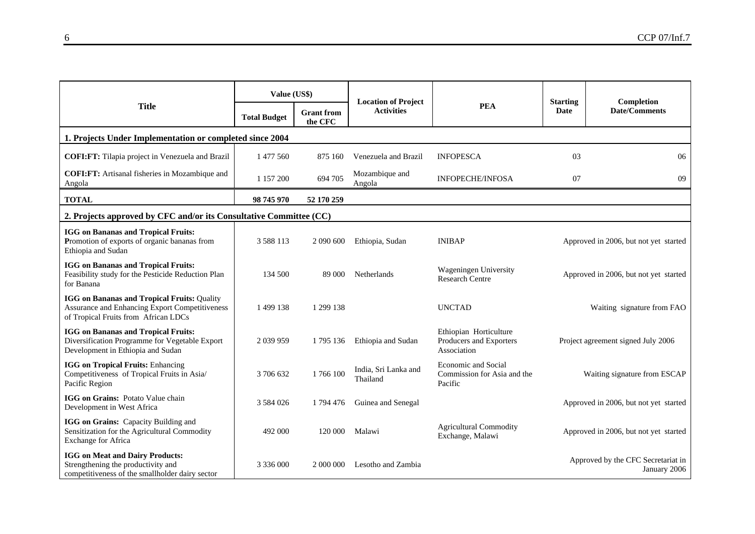| Title | Value (US$) | | Location of Project Activities | PEA | Starting Date | Completion Date/Comments |
|---|---|---|---|---|---|---|
| | Total Budget | Grant from the CFC | | | | |
| **1. Projects Under Implementation or completed since 2004** | | | | | | |
| **COFI:FT:** Tilapia project in Venezuela and Brazil | 1 477 560 | 875 160 | Venezuela and Brazil | INFOPESCA | 03 | 06 |
| **COFI:FT:** Artisanal fisheries in Mozambique and Angola | 1 157 200 | 694 705 | Mozambique and Angola | INFOPECHE/INFOSA | 07 | 09 |
| **TOTAL** | **98 745 970** | **52 170 259** | | | | |
| **2. Projects approved by CFC and/or its Consultative Committee (CC)** | | | | | | |
| **IGG on Bananas and Tropical Fruits:** **P**romotion of exports of organic bananas from Ethiopia and Sudan | 3 588 113 | 2 090 600 | Ethiopia, Sudan | INIBAP | | Approved in 2006, but not yet started |
| **IGG on Bananas and Tropical Fruits:** Feasibility study for the Pesticide Reduction Plan for Banana | 134 500 | 89 000 | Netherlands | Wageningen University Research Centre | | Approved in 2006, but not yet started |
| **IGG on Bananas and Tropical Fruits:** Quality Assurance and Enhancing Export Competitiveness of Tropical Fruits from African LDCs | 1 499 138 | 1 299 138 | | UNCTAD | | Waiting signature from FAO |
| **IGG on Bananas and Tropical Fruits:** Diversification Programme for Vegetable Export Development in Ethiopia and Sudan | 2 039 959 | 1 795 136 | Ethiopia and Sudan | Ethiopian Horticulture Producers and Exporters Association | | Project agreement signed July 2006 |
| **IGG on Tropical Fruits:** Enhancing Competitiveness of Tropical Fruits in Asia/ Pacific Region | 3 706 632 | 1 766 100 | India, Sri Lanka and Thailand | Economic and Social Commission for Asia and the Pacific | | Waiting signature from ESCAP |
| **IGG on Grains:** Potato Value chain Development in West Africa | 3 584 026 | 1 794 476 | Guinea and Senegal | | | Approved in 2006, but not yet started |
| **IGG on Grains:** Capacity Building and Sensitization for the Agricultural Commodity Exchange for Africa | 492 000 | 120 000 | Malawi | Agricultural Commodity Exchange, Malawi | | Approved in 2006, but not yet started |
| **IGG on Meat and Dairy Products:** Strengthening the productivity and competitiveness of the smallholder dairy sector | 3 336 000 | 2 000 000 | Lesotho and Zambia | | | Approved by the CFC Secretariat in January 2006 |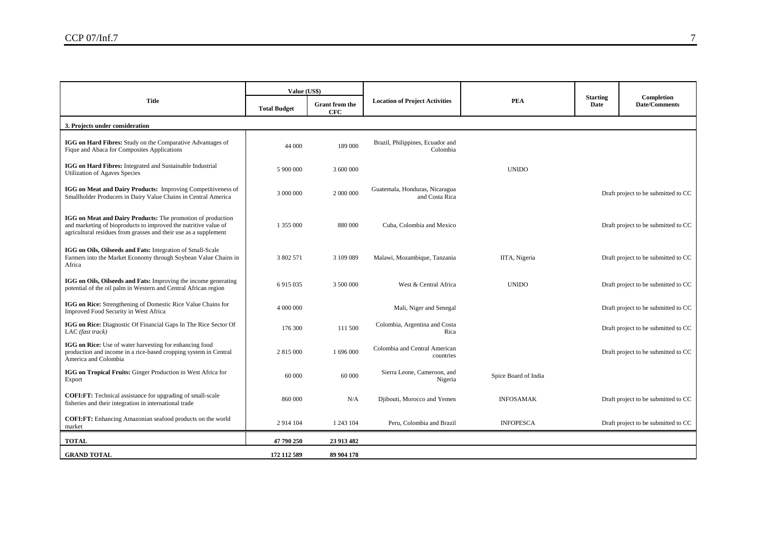| Title | Value (US$) | | Location of Project Activities | PEA | Starting Date | Completion Date/Comments |
|---|---|---|---|---|---|---|
| | Total Budget | Grant from the CFC | | | | |
| **3. Projects under consideration** | | | | | | |
| **IGG on Hard Fibres:** Study on the Comparative Advantages of Fique and Abaca for Composites Applications | 44 000 | 189 000 | Brazil, Philippines, Ecuador and Colombia | | | |
| **IGG on Hard Fibres:** Integrated and Sustainable Industrial Utilization of Agaves Species | 5 900 000 | 3 600 000 | | UNIDO | | |
| **IGG on Meat and Dairy Products:** Improving Competitiveness of Smallholder Producers in Dairy Value Chains in Central America | 3 000 000 | 2 000 000 | Guatemala, Honduras, Nicaragua and Costa Rica | | | Draft project to be submitted to CC |
| **IGG on Meat and Dairy Products:** The promotion of production and marketing of bioproducts to improved the nutritive value of agricultural residues from grasses and their use as a supplement | 1 355 000 | 880 000 | Cuba, Colombia and Mexico | | | Draft project to be submitted to CC |
| **IGG on Oils, Oilseeds and Fats:** Integration of Small-Scale Farmers into the Market Economy through Soybean Value Chains in Africa | 3 802 571 | 3 109 089 | Malawi, Mozambique, Tanzania | IITA, Nigeria | | Draft project to be submitted to CC |
| **IGG on Oils, Oilseeds and Fats:** Improving the income generating potential of the oil palm in Western and Central African region | 6 915 035 | 3 500 000 | West & Central Africa | UNIDO | | Draft project to be submitted to CC |
| **IGG on Rice:** Strengthening of Domestic Rice Value Chains for Improved Food Security in West Africa | 4 000 000 | | Mali, Niger and Senegal | | | Draft project to be submitted to CC |
| **IGG on Rice:** Diagnostic Of Financial Gaps In The Rice Sector Of LAC *(fast track)* | 176 300 | 111 500 | Colombia, Argentina and Costa Rica | | | Draft project to be submitted to CC |
| **IGG on Rice:** Use of water harvesting for enhancing food production and income in a rice-based cropping system in Central America and Colombia | 2 815 000 | 1 696 000 | Colombia and Central American countries | | | Draft project to be submitted to CC |
| **IGG on Tropical Fruits:** Ginger Production in West Africa for Export | 60 000 | 60 000 | Sierra Leone, Cameroon, and Nigeria | Spice Board of India | | |
| **COFI:FT:** Technical assistance for upgrading of small-scale fisheries and their integration in international trade | 860 000 | N/A | Djibouti, Morocco and Yemen | INFOSAMAK | | Draft project to be submitted to CC |
| **COFI:FT:** Enhancing Amazonian seafood products on the world market | 2 914 104 | 1 243 104 | Peru, Colombia and Brazil | INFOPESCA | | Draft project to be submitted to CC |
| **TOTAL** | **47 790 250** | **23 913 482** | | | | |
| **GRAND TOTAL** | **172 112 589** | **89 904 178** | | | | |